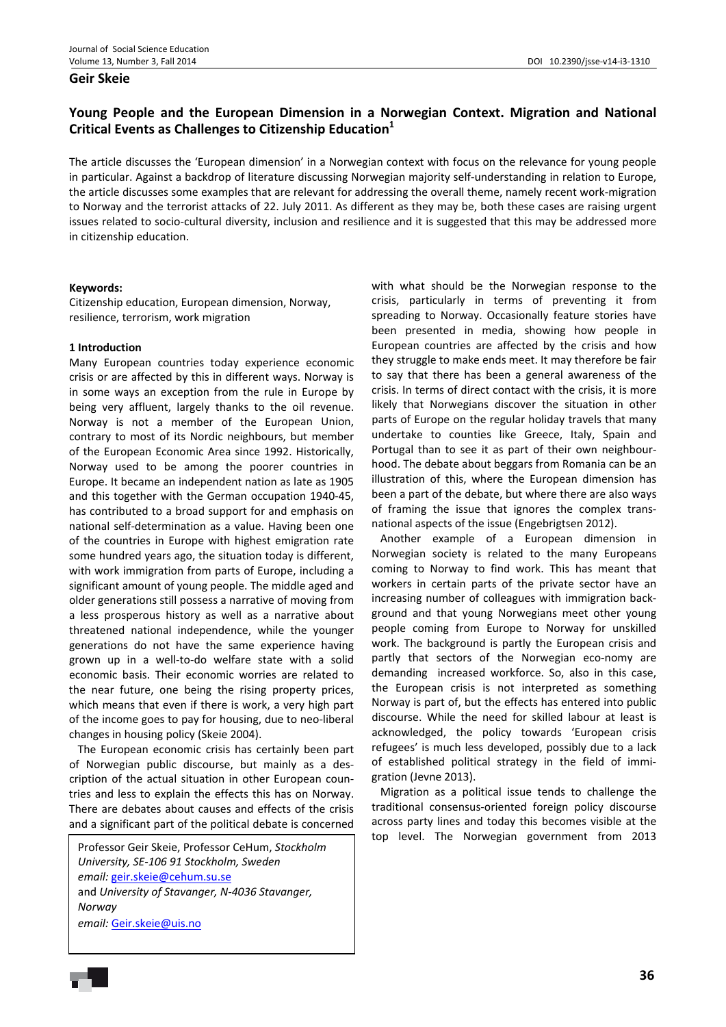**Geir Skeie**

# Young People and the European Dimension in a Norwegian Context. Migration and National Critical Events as Challenges to Citizenship Education[1]

The article discusses the 'European dimension' in a Norwegian context with focus on the relevance for young people in particular. Against a backdrop of literature discussing Norwegian majority self-understanding in relation to Europe, the article discusses some examples that are relevant for addressing the overall theme, namely recent work-migration to Norway and the terrorist attacks of 22. July 2011. As different as they may be, both these cases are raising urgent issues related to socio-cultural diversity, inclusion and resilience and it is suggested that this may be addressed more in citizenship education.

**Keywords:**

Citizenship education, European dimension, Norway, resilience, terrorism, work migration

## 1 Introduction

Many European countries today experience economic crisis or are affected by this in different ways. Norway is in some ways an exception from the rule in Europe by being very affluent, largely thanks to the oil revenue. Norway is not a member of the European Union, contrary to most of its Nordic neighbours, but member of the European Economic Area since 1992. Historically, Norway used to be among the poorer countries in Europe. It became an independent nation as late as 1905 and this together with the German occupation 1940-45, has contributed to a broad support for and emphasis on national self-determination as a value. Having been one of the countries in Europe with highest emigration rate some hundred years ago, the situation today is different, with work immigration from parts of Europe, including a significant amount of young people. The middle aged and older generations still possess a narrative of moving from a less prosperous history as well as a narrative about threatened national independence, while the younger generations do not have the same experience having grown up in a well-to-do welfare state with a solid economic basis. Their economic worries are related to the near future, one being the rising property prices, which means that even if there is work, a very high part of the income goes to pay for housing, due to neo-liberal changes in housing policy (Skeie 2004).

The European economic crisis has certainly been part of Norwegian public discourse, but mainly as a description of the actual situation in other European countries and less to explain the effects this has on Norway. There are debates about causes and effects of the crisis and a significant part of the political debate is concerned with what should be the Norwegian response to the crisis, particularly in terms of preventing it from spreading to Norway. Occasionally feature stories have been presented in media, showing how people in European countries are affected by the crisis and how they struggle to make ends meet. It may therefore be fair to say that there has been a general awareness of the crisis. In terms of direct contact with the crisis, it is more likely that Norwegians discover the situation in other parts of Europe on the regular holiday travels that many undertake to counties like Greece, Italy, Spain and Portugal than to see it as part of their own neighbourhood. The debate about beggars from Romania can be an illustration of this, where the European dimension has been a part of the debate, but where there are also ways of framing the issue that ignores the complex transnational aspects of the issue (Engebrigtsen 2012).

Another example of a European dimension in Norwegian society is related to the many Europeans coming to Norway to find work. This has meant that workers in certain parts of the private sector have an increasing number of colleagues with immigration background and that young Norwegians meet other young people coming from Europe to Norway for unskilled work. The background is partly the European crisis and partly that sectors of the Norwegian economy are demanding increased workforce. So, also in this case, the European crisis is not interpreted as something Norway is part of, but the effects has entered into public discourse. While the need for skilled labour at least is acknowledged, the policy towards 'European crisis refugees' is much less developed, possibly due to a lack of established political strategy in the field of immigration (Jevne 2013).

Migration as a political issue tends to challenge the traditional consensus-oriented foreign policy discourse across party lines and today this becomes visible at the top level. The Norwegian government from 2013

Professor Geir Skeie, Professor CeHum, *Stockholm University, SE-106 91 Stockholm, Sweden*
*email:* geir.skeie@cehum.su.se
and *University of Stavanger, N-4036 Stavanger, Norway*
*email:* Geir.skeie@uis.no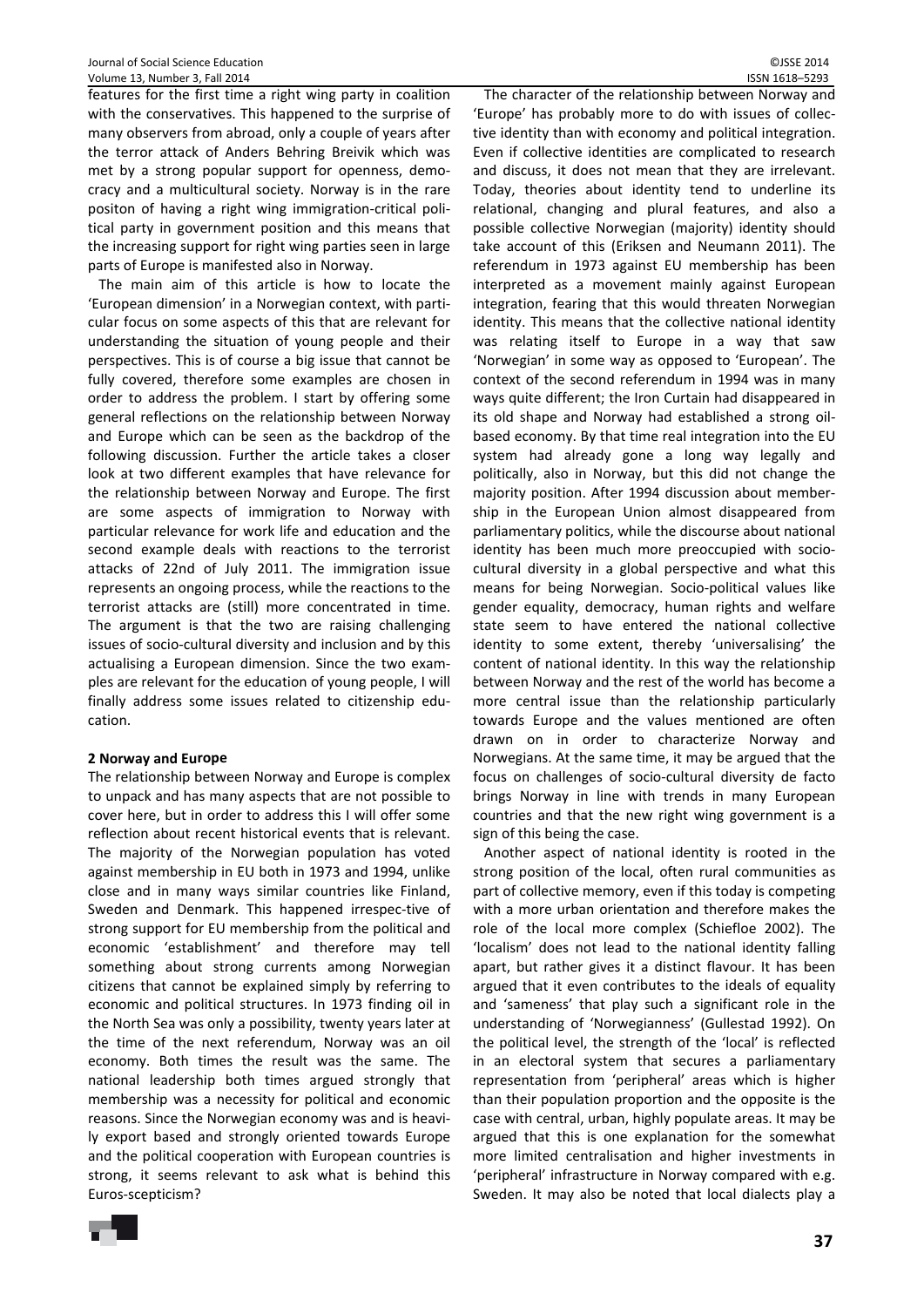features for the first time a right wing party in coalition with the conservatives. This happened to the surprise of many observers from abroad, only a couple of years after the terror attack of Anders Behring Breivik which was met by a strong popular support for openness, democracy and a multicultural society. Norway is in the rare positon of having a right wing immigration-critical political party in government position and this means that the increasing support for right wing parties seen in large parts of Europe is manifested also in Norway.

The main aim of this article is how to locate the 'European dimension' in a Norwegian context, with particular focus on some aspects of this that are relevant for understanding the situation of young people and their perspectives. This is of course a big issue that cannot be fully covered, therefore some examples are chosen in order to address the problem. I start by offering some general reflections on the relationship between Norway and Europe which can be seen as the backdrop of the following discussion. Further the article takes a closer look at two different examples that have relevance for the relationship between Norway and Europe. The first are some aspects of immigration to Norway with particular relevance for work life and education and the second example deals with reactions to the terrorist attacks of 22nd of July 2011. The immigration issue represents an ongoing process, while the reactions to the terrorist attacks are (still) more concentrated in time. The argument is that the two are raising challenging issues of socio-cultural diversity and inclusion and by this actualising a European dimension. Since the two examples are relevant for the education of young people, I will finally address some issues related to citizenship education.

## 2 Norway and Europe

The relationship between Norway and Europe is complex to unpack and has many aspects that are not possible to cover here, but in order to address this I will offer some reflection about recent historical events that is relevant. The majority of the Norwegian population has voted against membership in EU both in 1973 and 1994, unlike close and in many ways similar countries like Finland, Sweden and Denmark. This happened irrespective of strong support for EU membership from the political and economic 'establishment' and therefore may tell something about strong currents among Norwegian citizens that cannot be explained simply by referring to economic and political structures. In 1973 finding oil in the North Sea was only a possibility, twenty years later at the time of the next referendum, Norway was an oil economy. Both times the result was the same. The national leadership both times argued strongly that membership was a necessity for political and economic reasons. Since the Norwegian economy was and is heavily export based and strongly oriented towards Europe and the political cooperation with European countries is strong, it seems relevant to ask what is behind this Euros-scepticism?

The character of the relationship between Norway and 'Europe' has probably more to do with issues of collective identity than with economy and political integration. Even if collective identities are complicated to research and discuss, it does not mean that they are irrelevant. Today, theories about identity tend to underline its relational, changing and plural features, and also a possible collective Norwegian (majority) identity should take account of this (Eriksen and Neumann 2011). The referendum in 1973 against EU membership has been interpreted as a movement mainly against European integration, fearing that this would threaten Norwegian identity. This means that the collective national identity was relating itself to Europe in a way that saw 'Norwegian' in some way as opposed to 'European'. The context of the second referendum in 1994 was in many ways quite different; the Iron Curtain had disappeared in its old shape and Norway had established a strong oil-based economy. By that time real integration into the EU system had already gone a long way legally and politically, also in Norway, but this did not change the majority position. After 1994 discussion about membership in the European Union almost disappeared from parliamentary politics, while the discourse about national identity has been much more preoccupied with socio-cultural diversity in a global perspective and what this means for being Norwegian. Socio-political values like gender equality, democracy, human rights and welfare state seem to have entered the national collective identity to some extent, thereby 'universalising' the content of national identity. In this way the relationship between Norway and the rest of the world has become a more central issue than the relationship particularly towards Europe and the values mentioned are often drawn on in order to characterize Norway and Norwegians. At the same time, it may be argued that the focus on challenges of socio-cultural diversity de facto brings Norway in line with trends in many European countries and that the new right wing government is a sign of this being the case.

Another aspect of national identity is rooted in the strong position of the local, often rural communities as part of collective memory, even if this today is competing with a more urban orientation and therefore makes the role of the local more complex (Schiefloe 2002). The 'localism' does not lead to the national identity falling apart, but rather gives it a distinct flavour. It has been argued that it even contributes to the ideals of equality and 'sameness' that play such a significant role in the understanding of 'Norwegianness' (Gullestad 1992). On the political level, the strength of the 'local' is reflected in an electoral system that secures a parliamentary representation from 'peripheral' areas which is higher than their population proportion and the opposite is the case with central, urban, highly populate areas. It may be argued that this is one explanation for the somewhat more limited centralisation and higher investments in 'peripheral' infrastructure in Norway compared with e.g. Sweden. It may also be noted that local dialects play a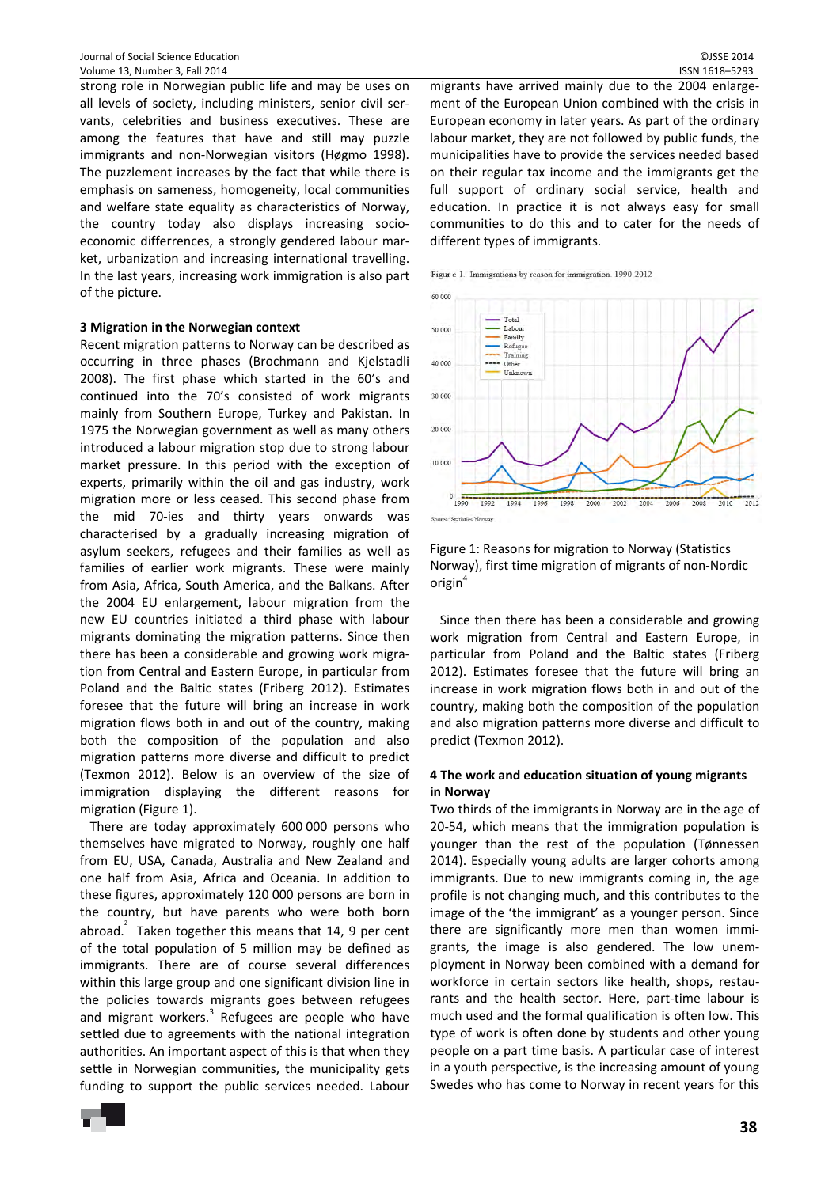strong role in Norwegian public life and may be uses on all levels of society, including ministers, senior civil servants, celebrities and business executives. These are among the features that have and still may puzzle immigrants and non-Norwegian visitors (Høgmo 1998). The puzzlement increases by the fact that while there is emphasis on sameness, homogeneity, local communities and welfare state equality as characteristics of Norway, the country today also displays increasing socio-economic differences, a strongly gendered labour market, urbanization and increasing international travelling. In the last years, increasing work immigration is also part of the picture.

### 3 Migration in the Norwegian context

Recent migration patterns to Norway can be described as occurring in three phases (Brochmann and Kjelstadli 2008). The first phase which started in the 60's and continued into the 70's consisted of work migrants mainly from Southern Europe, Turkey and Pakistan. In 1975 the Norwegian government as well as many others introduced a labour migration stop due to strong labour market pressure. In this period with the exception of experts, primarily within the oil and gas industry, work migration more or less ceased. This second phase from the mid 70-ies and thirty years onwards was characterised by a gradually increasing migration of asylum seekers, refugees and their families as well as families of earlier work migrants. These were mainly from Asia, Africa, South America, and the Balkans. After the 2004 EU enlargement, labour migration from the new EU countries initiated a third phase with labour migrants dominating the migration patterns. Since then there has been a considerable and growing work migration from Central and Eastern Europe, in particular from Poland and the Baltic states (Friberg 2012). Estimates foresee that the future will bring an increase in work migration flows both in and out of the country, making both the composition of the population and also migration patterns more diverse and difficult to predict (Texmon 2012). Below is an overview of the size of immigration displaying the different reasons for migration (Figure 1).

There are today approximately 600 000 persons who themselves have migrated to Norway, roughly one half from EU, USA, Canada, Australia and New Zealand and one half from Asia, Africa and Oceania. In addition to these figures, approximately 120 000 persons are born in the country, but have parents who were both born abroad.[2] Taken together this means that 14, 9 per cent of the total population of 5 million may be defined as immigrants. There are of course several differences within this large group and one significant division line in the policies towards migrants goes between refugees and migrant workers.[3] Refugees are people who have settled due to agreements with the national integration authorities. An important aspect of this is that when they settle in Norwegian communities, the municipality gets funding to support the public services needed. Labour migrants have arrived mainly due to the 2004 enlargement of the European Union combined with the crisis in European economy in later years. As part of the ordinary labour market, they are not followed by public funds, the municipalities have to provide the services needed based on their regular tax income and the immigrants get the full support of ordinary social service, health and education. In practice it is not always easy for small communities to do this and to cater for the needs of different types of immigrants.

Figure 1: Reasons for migration to Norway (Statistics Norway), first time migration of migrants of non-Nordic origin[4]

Since then there has been a considerable and growing work migration from Central and Eastern Europe, in particular from Poland and the Baltic states (Friberg 2012). Estimates foresee that the future will bring an increase in work migration flows both in and out of the country, making both the composition of the population and also migration patterns more diverse and difficult to predict (Texmon 2012).

### 4 The work and education situation of young migrants in Norway

Two thirds of the immigrants in Norway are in the age of 20-54, which means that the immigration population is younger than the rest of the population (Tønnessen 2014). Especially young adults are larger cohorts among immigrants. Due to new immigrants coming in, the age profile is not changing much, and this contributes to the image of the 'the immigrant' as a younger person. Since there are significantly more men than women immigrants, the image is also gendered. The low unemployment in Norway been combined with a demand for workforce in certain sectors like health, shops, restaurants and the health sector. Here, part-time labour is much used and the formal qualification is often low. This type of work is often done by students and other young people on a part time basis. A particular case of interest in a youth perspective, is the increasing amount of young Swedes who has come to Norway in recent years for this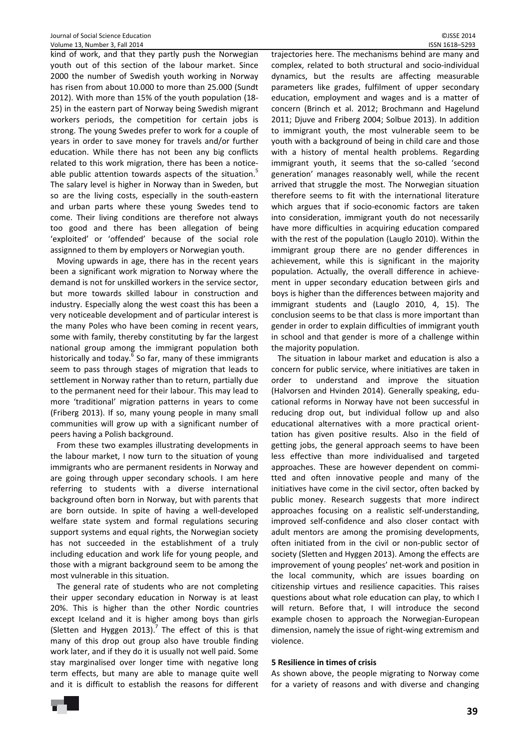kind of work, and that they partly push the Norwegian youth out of this section of the labour market. Since 2000 the number of Swedish youth working in Norway has risen from about 10.000 to more than 25.000 (Sundt 2012). With more than 15% of the youth population (18-25) in the eastern part of Norway being Swedish migrant workers periods, the competition for certain jobs is strong. The young Swedes prefer to work for a couple of years in order to save money for travels and/or further education. While there has not been any big conflicts related to this work migration, there has been a noticeable public attention towards aspects of the situation.[5] The salary level is higher in Norway than in Sweden, but so are the living costs, especially in the south-eastern and urban parts where these young Swedes tend to come. Their living conditions are therefore not always too good and there has been allegation of being 'exploited' or 'offended' because of the social role assignned to them by employers or Norwegian youth.

Moving upwards in age, there has in the recent years been a significant work migration to Norway where the demand is not for unskilled workers in the service sector, but more towards skilled labour in construction and industry. Especially along the west coast this has been a very noticeable development and of particular interest is the many Poles who have been coming in recent years, some with family, thereby constituting by far the largest national group among the immigrant population both historically and today.[6] So far, many of these immigrants seem to pass through stages of migration that leads to settlement in Norway rather than to return, partially due to the permanent need for their labour. This may lead to more 'traditional' migration patterns in years to come (Friberg 2013). If so, many young people in many small communities will grow up with a significant number of peers having a Polish background.

From these two examples illustrating developments in the labour market, I now turn to the situation of young immigrants who are permanent residents in Norway and are going through upper secondary schools. I am here referring to students with a diverse international background often born in Norway, but with parents that are born outside. In spite of having a well-developed welfare state system and formal regulations securing support systems and equal rights, the Norwegian society has not succeeded in the establishment of a truly including education and work life for young people, and those with a migrant background seem to be among the most vulnerable in this situation.

The general rate of students who are not completing their upper secondary education in Norway is at least 20%. This is higher than the other Nordic countries except Iceland and it is higher among boys than girls (Sletten and Hyggen 2013).[7] The effect of this is that many of this drop out group also have trouble finding work later, and if they do it is usually not well paid. Some stay marginalised over longer time with negative long term effects, but many are able to manage quite well and it is difficult to establish the reasons for different trajectories here. The mechanisms behind are many and complex, related to both structural and socio-individual dynamics, but the results are affecting measurable parameters like grades, fulfilment of upper secondary education, employment and wages and is a matter of concern (Brinch et al. 2012; Brochmann and Hagelund 2011; Djuve and Friberg 2004; Solbue 2013). In addition to immigrant youth, the most vulnerable seem to be youth with a background of being in child care and those with a history of mental health problems. Regarding immigrant youth, it seems that the so-called 'second generation' manages reasonably well, while the recent arrived that struggle the most. The Norwegian situation therefore seems to fit with the international literature which argues that if socio-economic factors are taken into consideration, immigrant youth do not necessarily have more difficulties in acquiring education compared with the rest of the population (Lauglo 2010). Within the immigrant group there are no gender differences in achievement, while this is significant in the majority population. Actually, the overall difference in achievement in upper secondary education between girls and boys is higher than the differences between majority and immigrant students and (Lauglo 2010, 4, 15). The conclusion seems to be that class is more important than gender in order to explain difficulties of immigrant youth in school and that gender is more of a challenge within the majority population.

The situation in labour market and education is also a concern for public service, where initiatives are taken in order to understand and improve the situation (Halvorsen and Hvinden 2014). Generally speaking, educational reforms in Norway have not been successful in reducing drop out, but individual follow up and also educational alternatives with a more practical orientation has given positive results. Also in the field of getting jobs, the general approach seems to have been less effective than more individualised and targeted approaches. These are however dependent on committed and often innovative people and many of the initiatives have come in the civil sector, often backed by public money. Research suggests that more indirect approaches focusing on a realistic self-understanding, improved self-confidence and also closer contact with adult mentors are among the promising developments, often initiated from in the civil or non-public sector of society (Sletten and Hyggen 2013). Among the effects are improvement of young peoples' net-work and position in the local community, which are issues boarding on citizenship virtues and resilience capacities. This raises questions about what role education can play, to which I will return. Before that, I will introduce the second example chosen to approach the Norwegian-European dimension, namely the issue of right-wing extremism and violence.

## 5 Resilience in times of crisis

As shown above, the people migrating to Norway come for a variety of reasons and with diverse and changing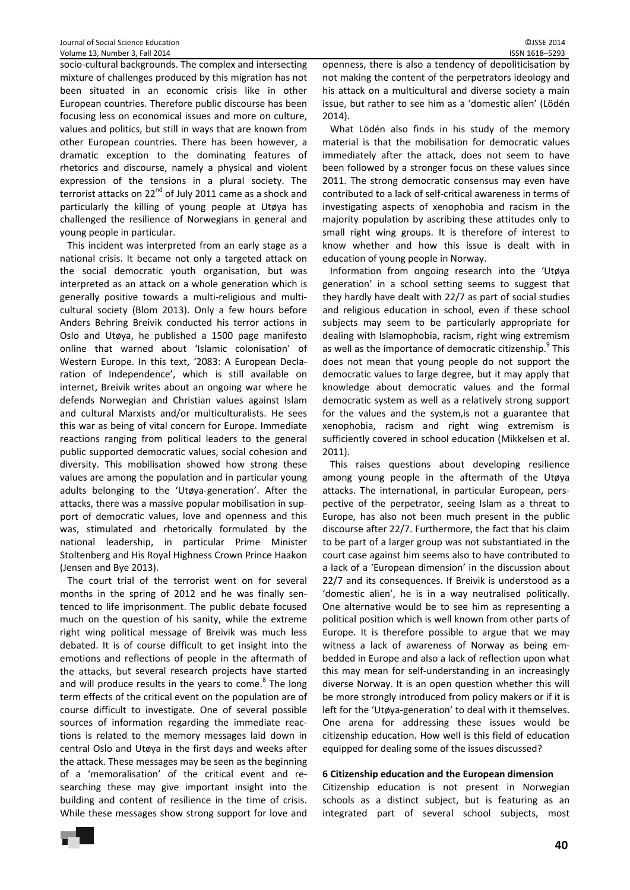socio-cultural backgrounds. The complex and intersecting mixture of challenges produced by this migration has not been situated in an economic crisis like in other European countries. Therefore public discourse has been focusing less on economical issues and more on culture, values and politics, but still in ways that are known from other European countries. There has been however, a dramatic exception to the dominating features of rhetorics and discourse, namely a physical and violent expression of the tensions in a plural society. The terrorist attacks on 22nd of July 2011 came as a shock and particularly the killing of young people at Utøya has challenged the resilience of Norwegians in general and young people in particular.

This incident was interpreted from an early stage as a national crisis. It became not only a targeted attack on the social democratic youth organisation, but was interpreted as an attack on a whole generation which is generally positive towards a multi-religious and multi-cultural society (Blom 2013). Only a few hours before Anders Behring Breivik conducted his terror actions in Oslo and Utøya, he published a 1500 page manifesto online that warned about 'Islamic colonisation' of Western Europe. In this text, '2083: A European Declaration of Independence', which is still available on internet, Breivik writes about an ongoing war where he defends Norwegian and Christian values against Islam and cultural Marxists and/or multiculturalists. He sees this war as being of vital concern for Europe. Immediate reactions ranging from political leaders to the general public supported democratic values, social cohesion and diversity. This mobilisation showed how strong these values are among the population and in particular young adults belonging to the 'Utøya-generation'. After the attacks, there was a massive popular mobilisation in support of democratic values, love and openness and this was, stimulated and rhetorically formulated by the national leadership, in particular Prime Minister Stoltenberg and His Royal Highness Crown Prince Haakon (Jensen and Bye 2013).

The court trial of the terrorist went on for several months in the spring of 2012 and he was finally sentenced to life imprisonment. The public debate focused much on the question of his sanity, while the extreme right wing political message of Breivik was much less debated. It is of course difficult to get insight into the emotions and reflections of people in the aftermath of the attacks, but several research projects have started and will produce results in the years to come.[8] The long term effects of the critical event on the population are of course difficult to investigate. One of several possible sources of information regarding the immediate reactions is related to the memory messages laid down in central Oslo and Utøya in the first days and weeks after the attack. These messages may be seen as the beginning of a 'memoralisation' of the critical event and researching these may give important insight into the building and content of resilience in the time of crisis. While these messages show strong support for love and openness, there is also a tendency of depoliticisation by not making the content of the perpetrators ideology and his attack on a multicultural and diverse society a main issue, but rather to see him as a 'domestic alien' (Lödén 2014).

What Lödén also finds in his study of the memory material is that the mobilisation for democratic values immediately after the attack, does not seem to have been followed by a stronger focus on these values since 2011. The strong democratic consensus may even have contributed to a lack of self-critical awareness in terms of investigating aspects of xenophobia and racism in the majority population by ascribing these attitudes only to small right wing groups. It is therefore of interest to know whether and how this issue is dealt with in education of young people in Norway.

Information from ongoing research into the 'Utøya generation' in a school setting seems to suggest that they hardly have dealt with 22/7 as part of social studies and religious education in school, even if these school subjects may seem to be particularly appropriate for dealing with Islamophobia, racism, right wing extremism as well as the importance of democratic citizenship.[9] This does not mean that young people do not support the democratic values to large degree, but it may apply that knowledge about democratic values and the formal democratic system as well as a relatively strong support for the values and the system,is not a guarantee that xenophobia, racism and right wing extremism is sufficiently covered in school education (Mikkelsen et al. 2011).

This raises questions about developing resilience among young people in the aftermath of the Utøya attacks. The international, in particular European, perspective of the perpetrator, seeing Islam as a threat to Europe, has also not been much present in the public discourse after 22/7. Furthermore, the fact that his claim to be part of a larger group was not substantiated in the court case against him seems also to have contributed to a lack of a 'European dimension' in the discussion about 22/7 and its consequences. If Breivik is understood as a 'domestic alien', he is in a way neutralised politically. One alternative would be to see him as representing a political position which is well known from other parts of Europe. It is therefore possible to argue that we may witness a lack of awareness of Norway as being embedded in Europe and also a lack of reflection upon what this may mean for self-understanding in an increasingly diverse Norway. It is an open question whether this will be more strongly introduced from policy makers or if it is left for the 'Utøya-generation' to deal with it themselves. One arena for addressing these issues would be citizenship education. How well is this field of education equipped for dealing some of the issues discussed?

## 6 Citizenship education and the European dimension

Citizenship education is not present in Norwegian schools as a distinct subject, but is featuring as an integrated part of several school subjects, most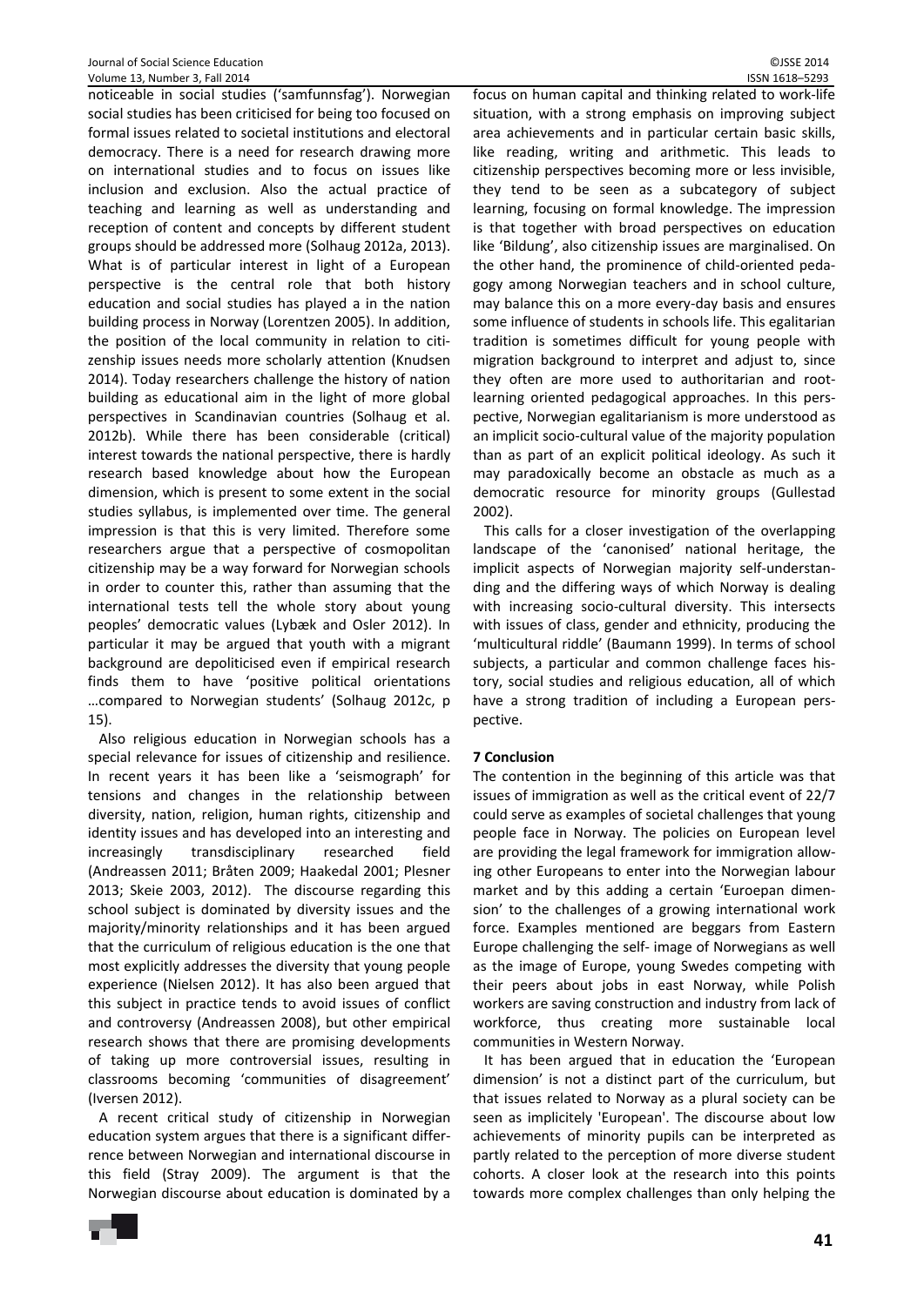noticeable in social studies ('samfunnsfag'). Norwegian social studies has been criticised for being too focused on formal issues related to societal institutions and electoral democracy. There is a need for research drawing more on international studies and to focus on issues like inclusion and exclusion. Also the actual practice of teaching and learning as well as understanding and reception of content and concepts by different student groups should be addressed more (Solhaug 2012a, 2013). What is of particular interest in light of a European perspective is the central role that both history education and social studies has played a in the nation building process in Norway (Lorentzen 2005). In addition, the position of the local community in relation to citizenship issues needs more scholarly attention (Knudsen 2014). Today researchers challenge the history of nation building as educational aim in the light of more global perspectives in Scandinavian countries (Solhaug et al. 2012b). While there has been considerable (critical) interest towards the national perspective, there is hardly research based knowledge about how the European dimension, which is present to some extent in the social studies syllabus, is implemented over time. The general impression is that this is very limited. Therefore some researchers argue that a perspective of cosmopolitan citizenship may be a way forward for Norwegian schools in order to counter this, rather than assuming that the international tests tell the whole story about young peoples' democratic values (Lybæk and Osler 2012). In particular it may be argued that youth with a migrant background are depoliticised even if empirical research finds them to have 'positive political orientations …compared to Norwegian students' (Solhaug 2012c, p 15).

Also religious education in Norwegian schools has a special relevance for issues of citizenship and resilience. In recent years it has been like a 'seismograph' for tensions and changes in the relationship between diversity, nation, religion, human rights, citizenship and identity issues and has developed into an interesting and increasingly transdisciplinary researched field (Andreassen 2011; Bråten 2009; Haakedal 2001; Plesner 2013; Skeie 2003, 2012). The discourse regarding this school subject is dominated by diversity issues and the majority/minority relationships and it has been argued that the curriculum of religious education is the one that most explicitly addresses the diversity that young people experience (Nielsen 2012). It has also been argued that this subject in practice tends to avoid issues of conflict and controversy (Andreassen 2008), but other empirical research shows that there are promising developments of taking up more controversial issues, resulting in classrooms becoming 'communities of disagreement' (Iversen 2012).

A recent critical study of citizenship in Norwegian education system argues that there is a significant difference between Norwegian and international discourse in this field (Stray 2009). The argument is that the Norwegian discourse about education is dominated by a focus on human capital and thinking related to work-life situation, with a strong emphasis on improving subject area achievements and in particular certain basic skills, like reading, writing and arithmetic. This leads to citizenship perspectives becoming more or less invisible, they tend to be seen as a subcategory of subject learning, focusing on formal knowledge. The impression is that together with broad perspectives on education like 'Bildung', also citizenship issues are marginalised. On the other hand, the prominence of child-oriented pedagogy among Norwegian teachers and in school culture, may balance this on a more every-day basis and ensures some influence of students in schools life. This egalitarian tradition is sometimes difficult for young people with migration background to interpret and adjust to, since they often are more used to authoritarian and root-learning oriented pedagogical approaches. In this perspective, Norwegian egalitarianism is more understood as an implicit socio-cultural value of the majority population than as part of an explicit political ideology. As such it may paradoxically become an obstacle as much as a democratic resource for minority groups (Gullestad 2002).

This calls for a closer investigation of the overlapping landscape of the 'canonised' national heritage, the implicit aspects of Norwegian majority self-understanding and the differing ways of which Norway is dealing with increasing socio-cultural diversity. This intersects with issues of class, gender and ethnicity, producing the 'multicultural riddle' (Baumann 1999). In terms of school subjects, a particular and common challenge faces history, social studies and religious education, all of which have a strong tradition of including a European perspective.

## 7 Conclusion

The contention in the beginning of this article was that issues of immigration as well as the critical event of 22/7 could serve as examples of societal challenges that young people face in Norway. The policies on European level are providing the legal framework for immigration allowing other Europeans to enter into the Norwegian labour market and by this adding a certain 'Euroepan dimension' to the challenges of a growing international work force. Examples mentioned are beggars from Eastern Europe challenging the self- image of Norwegians as well as the image of Europe, young Swedes competing with their peers about jobs in east Norway, while Polish workers are saving construction and industry from lack of workforce, thus creating more sustainable local communities in Western Norway.

It has been argued that in education the 'European dimension' is not a distinct part of the curriculum, but that issues related to Norway as a plural society can be seen as implicitely 'European'. The discourse about low achievements of minority pupils can be interpreted as partly related to the perception of more diverse student cohorts. A closer look at the research into this points towards more complex challenges than only helping the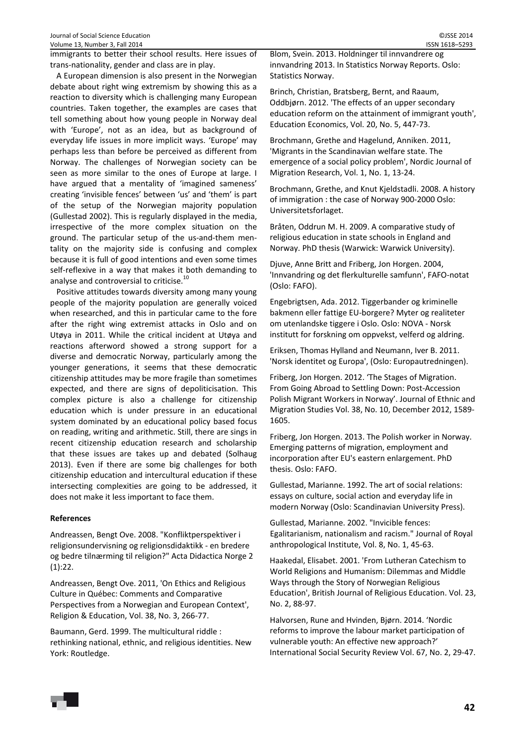immigrants to better their school results. Here issues of trans-nationality, gender and class are in play.

A European dimension is also present in the Norwegian debate about right wing extremism by showing this as a reaction to diversity which is challenging many European countries. Taken together, the examples are cases that tell something about how young people in Norway deal with 'Europe', not as an idea, but as background of everyday life issues in more implicit ways. 'Europe' may perhaps less than before be perceived as different from Norway. The challenges of Norwegian society can be seen as more similar to the ones of Europe at large. I have argued that a mentality of 'imagined sameness' creating 'invisible fences' between 'us' and 'them' is part of the setup of the Norwegian majority population (Gullestad 2002). This is regularly displayed in the media, irrespective of the more complex situation on the ground. The particular setup of the us-and-them mentality on the majority side is confusing and complex because it is full of good intentions and even some times self-reflexive in a way that makes it both demanding to analyse and controversial to criticise.[10]

Positive attitudes towards diversity among many young people of the majority population are generally voiced when researched, and this in particular came to the fore after the right wing extremist attacks in Oslo and on Utøya in 2011. While the critical incident at Utøya and reactions afterword showed a strong support for a diverse and democratic Norway, particularly among the younger generations, it seems that these democratic citizenship attitudes may be more fragile than sometimes expected, and there are signs of depoliticisation. This complex picture is also a challenge for citizenship education which is under pressure in an educational system dominated by an educational policy based focus on reading, writing and arithmetic. Still, there are sings in recent citizenship education research and scholarship that these issues are takes up and debated (Solhaug 2013). Even if there are some big challenges for both citizenship education and intercultural education if these intersecting complexities are going to be addressed, it does not make it less important to face them.

**References**

Andreassen, Bengt Ove. 2008. "Konfliktperspektiver i religionsundervisning og religionsdidaktikk - en bredere og bedre tilnærming til religion?" Acta Didactica Norge 2 (1):22.

Andreassen, Bengt Ove. 2011, 'On Ethics and Religious Culture in Québec: Comments and Comparative Perspectives from a Norwegian and European Context', Religion & Education, Vol. 38, No. 3, 266-77.

Baumann, Gerd. 1999. The multicultural riddle : rethinking national, ethnic, and religious identities. New York: Routledge.

Blom, Svein. 2013. Holdninger til innvandrere og innvandring 2013. In Statistics Norway Reports. Oslo: Statistics Norway.

Brinch, Christian, Bratsberg, Bernt, and Raaum, Oddbjørn. 2012. 'The effects of an upper secondary education reform on the attainment of immigrant youth', Education Economics, Vol. 20, No. 5, 447-73.

Brochmann, Grethe and Hagelund, Anniken. 2011, 'Migrants in the Scandinavian welfare state. The emergence of a social policy problem', Nordic Journal of Migration Research, Vol. 1, No. 1, 13-24.

Brochmann, Grethe, and Knut Kjeldstadli. 2008. A history of immigration : the case of Norway 900-2000 Oslo: Universitetsforlaget.

Bråten, Oddrun M. H. 2009. A comparative study of religious education in state schools in England and Norway. PhD thesis (Warwick: Warwick University).

Djuve, Anne Britt and Friberg, Jon Horgen. 2004, 'Innvandring og det flerkulturelle samfunn', FAFO-notat (Oslo: FAFO).

Engebrigtsen, Ada. 2012. Tiggerbander og kriminelle bakmenn eller fattige EU-borgere? Myter og realiteter om utenlandske tiggere i Oslo. Oslo: NOVA - Norsk institutt for forskning om oppvekst, velferd og aldring.

Eriksen, Thomas Hylland and Neumann, Iver B. 2011. 'Norsk identitet og Europa', (Oslo: Europautredningen).

Friberg, Jon Horgen. 2012. 'The Stages of Migration. From Going Abroad to Settling Down: Post-Accession Polish Migrant Workers in Norway'. Journal of Ethnic and Migration Studies Vol. 38, No. 10, December 2012, 1589-1605.

Friberg, Jon Horgen. 2013. The Polish worker in Norway. Emerging patterns of migration, employment and incorporation after EU's eastern enlargement. PhD thesis. Oslo: FAFO.

Gullestad, Marianne. 1992. The art of social relations: essays on culture, social action and everyday life in modern Norway (Oslo: Scandinavian University Press).

Gullestad, Marianne. 2002. "Invicible fences: Egalitarianism, nationalism and racism." Journal of Royal anthropological Institute, Vol. 8, No. 1, 45-63.

Haakedal, Elisabet. 2001. 'From Lutheran Catechism to World Religions and Humanism: Dilemmas and Middle Ways through the Story of Norwegian Religious Education', British Journal of Religious Education. Vol. 23, No. 2, 88-97.

Halvorsen, Rune and Hvinden, Bjørn. 2014. 'Nordic reforms to improve the labour market participation of vulnerable youth: An effective new approach?' International Social Security Review Vol. 67, No. 2, 29-47.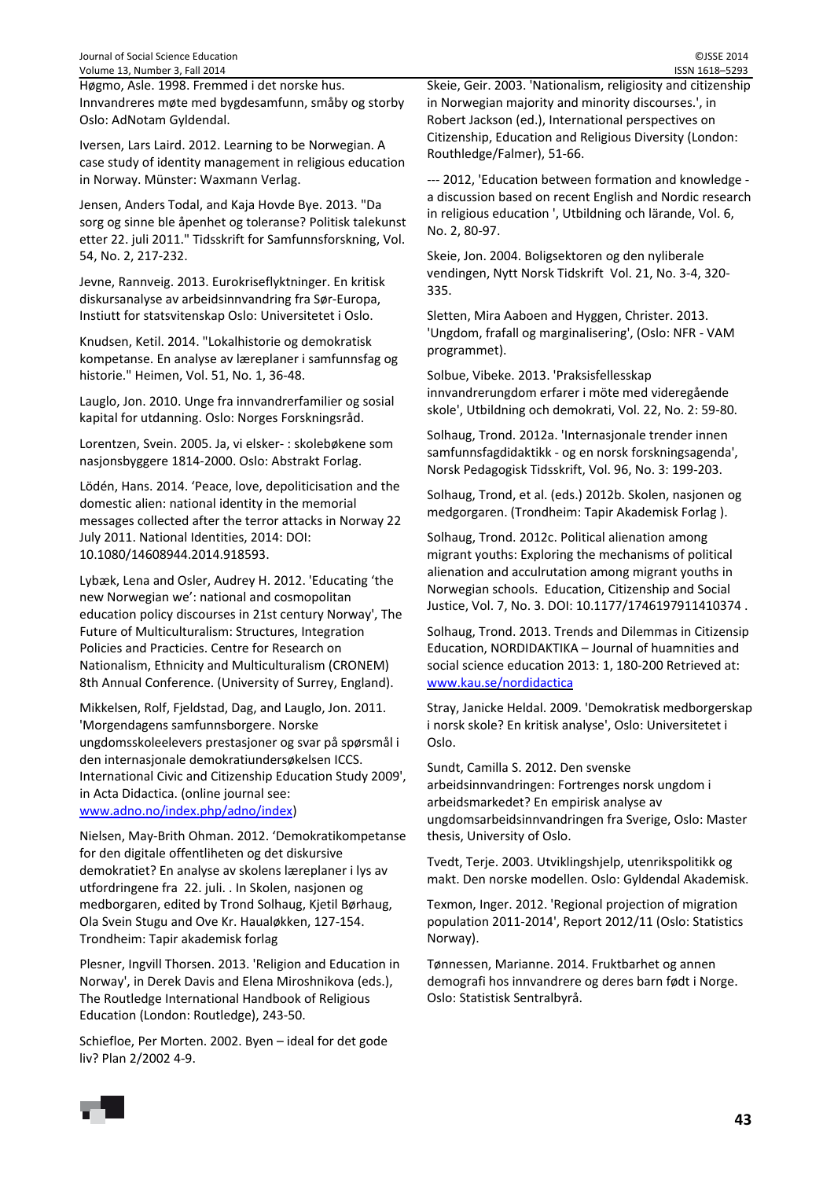Høgmo, Asle. 1998. Fremmed i det norske hus. Innvandreres møte med bygdesamfunn, småby og storby Oslo: AdNotam Gyldendal.

Iversen, Lars Laird. 2012. Learning to be Norwegian. A case study of identity management in religious education in Norway. Münster: Waxmann Verlag.

Jensen, Anders Todal, and Kaja Hovde Bye. 2013. "Da sorg og sinne ble åpenhet og toleranse? Politisk talekunst etter 22. juli 2011." Tidsskrift for Samfunnsforskning, Vol. 54, No. 2, 217-232.

Jevne, Rannveig. 2013. Eurokriseflyktninger. En kritisk diskursanalyse av arbeidsinnvandring fra Sør-Europa, Instiutt for statsvitenskap Oslo: Universitetet i Oslo.

Knudsen, Ketil. 2014. "Lokalhistorie og demokratisk kompetanse. En analyse av læreplaner i samfunnsfag og historie." Heimen, Vol. 51, No. 1, 36-48.

Lauglo, Jon. 2010. Unge fra innvandrerfamilier og sosial kapital for utdanning. Oslo: Norges Forskningsråd.

Lorentzen, Svein. 2005. Ja, vi elsker- : skolebøkene som nasjonsbyggere 1814-2000. Oslo: Abstrakt Forlag.

Lödén, Hans. 2014. 'Peace, love, depoliticisation and the domestic alien: national identity in the memorial messages collected after the terror attacks in Norway 22 July 2011. National Identities, 2014: DOI: 10.1080/14608944.2014.918593.

Lybæk, Lena and Osler, Audrey H. 2012. 'Educating 'the new Norwegian we': national and cosmopolitan education policy discourses in 21st century Norway', The Future of Multiculturalism: Structures, Integration Policies and Practicies. Centre for Research on Nationalism, Ethnicity and Multiculturalism (CRONEM) 8th Annual Conference. (University of Surrey, England).

Mikkelsen, Rolf, Fjeldstad, Dag, and Lauglo, Jon. 2011. 'Morgendagens samfunnsborgere. Norske ungdomsskoleelevers prestasjoner og svar på spørsmål i den internasjonale demokratiundersøkelsen ICCS. International Civic and Citizenship Education Study 2009', in Acta Didactica. (online journal see: www.adno.no/index.php/adno/index)

Nielsen, May-Brith Ohman. 2012. 'Demokratikompetanse for den digitale offentliheten og det diskursive demokratiet? En analyse av skolens læreplaner i lys av utfordringene fra 22. juli. . In Skolen, nasjonen og medborgaren, edited by Trond Solhaug, Kjetil Børhaug, Ola Svein Stugu and Ove Kr. Haualøkken, 127-154. Trondheim: Tapir akademisk forlag

Plesner, Ingvill Thorsen. 2013. 'Religion and Education in Norway', in Derek Davis and Elena Miroshnikova (eds.), The Routledge International Handbook of Religious Education (London: Routledge), 243-50.

Schiefloe, Per Morten. 2002. Byen – ideal for det gode liv? Plan 2/2002 4-9.

Skeie, Geir. 2003. 'Nationalism, religiosity and citizenship in Norwegian majority and minority discourses.', in Robert Jackson (ed.), International perspectives on Citizenship, Education and Religious Diversity (London: Routhledge/Falmer), 51-66.

--- 2012, 'Education between formation and knowledge - a discussion based on recent English and Nordic research in religious education ', Utbildning och lärande, Vol. 6, No. 2, 80-97.

Skeie, Jon. 2004. Boligsektoren og den nyliberale vendingen, Nytt Norsk Tidsskrift Vol. 21, No. 3-4, 320-335.

Sletten, Mira Aaboen and Hyggen, Christer. 2013. 'Ungdom, frafall og marginalisering', (Oslo: NFR - VAM programmet).

Solbue, Vibeke. 2013. 'Praksisfellesskap innvandrerungdom erfarer i möte med videregående skole', Utbildning och demokrati, Vol. 22, No. 2: 59-80.

Solhaug, Trond. 2012a. 'Internasjonale trender innen samfunnsfagdidaktikk - og en norsk forskningsagenda', Norsk Pedagogisk Tidsskrift, Vol. 96, No. 3: 199-203.

Solhaug, Trond, et al. (eds.) 2012b. Skolen, nasjonen og medgorgaren. (Trondheim: Tapir Akademisk Forlag ).

Solhaug, Trond. 2012c. Political alienation among migrant youths: Exploring the mechanisms of political alienation and acculrutation among migrant youths in Norwegian schools. Education, Citizenship and Social Justice, Vol. 7, No. 3. DOI: 10.1177/1746197911410374 .

Solhaug, Trond. 2013. Trends and Dilemmas in Citizensip Education, NORDIDAKTIKA – Journal of huamnities and social science education 2013: 1, 180-200 Retrieved at: www.kau.se/nordidactica

Stray, Janicke Heldal. 2009. 'Demokratisk medborgerskap i norsk skole? En kritisk analyse', Oslo: Universitetet i Oslo.

Sundt, Camilla S. 2012. Den svenske arbeidsinnvandringen: Fortrenges norsk ungdom i arbeidsmarkedet? En empirisk analyse av ungdomsarbeidsinnvandringen fra Sverige, Oslo: Master thesis, University of Oslo.

Tvedt, Terje. 2003. Utviklingshjelp, utenrikspolitikk og makt. Den norske modellen. Oslo: Gyldendal Akademisk.

Texmon, Inger. 2012. 'Regional projection of migration population 2011-2014', Report 2012/11 (Oslo: Statistics Norway).

Tønnessen, Marianne. 2014. Fruktbarhet og annen demografi hos innvandrere og deres barn født i Norge. Oslo: Statistisk Sentralbyrå.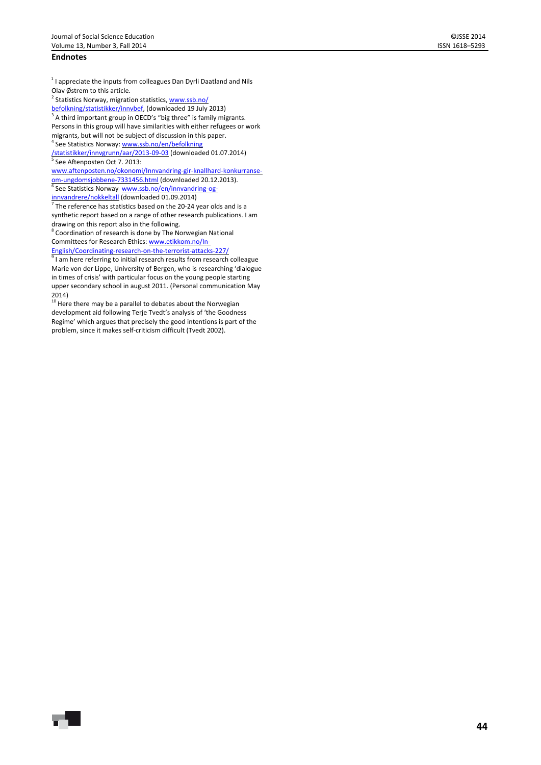## Endnotes

[1] I appreciate the inputs from colleagues Dan Dyrli Daatland and Nils Olav Østrem to this article.

[2] Statistics Norway, migration statistics, www.ssb.no/befolkning/statistikker/innvbef, (downloaded 19 July 2013)

[3] A third important group in OECD's "big three" is family migrants. Persons in this group will have similarities with either refugees or work migrants, but will not be subject of discussion in this paper.

[4] See Statistics Norway: www.ssb.no/en/befolkning/statistikker/innvgrunn/aar/2013-09-03 (downloaded 01.07.2014)

[5] See Aftenposten Oct 7. 2013: www.aftenposten.no/okonomi/Innvandring-gir-knallhard-konkurranse-om-ungdomsjobbene-7331456.html (downloaded 20.12.2013).

[6] See Statistics Norway www.ssb.no/en/innvandring-og-innvandrere/nokkeltall (downloaded 01.09.2014)

[7] The reference has statistics based on the 20-24 year olds and is a synthetic report based on a range of other research publications. I am drawing on this report also in the following.

[8] Coordination of research is done by The Norwegian National Committees for Research Ethics: www.etikkom.no/In-English/Coordinating-research-on-the-terrorist-attacks-227/

[9] I am here referring to initial research results from research colleague Marie von der Lippe, University of Bergen, who is researching 'dialogue in times of crisis' with particular focus on the young people starting upper secondary school in august 2011. (Personal communication May 2014)

[10] Here there may be a parallel to debates about the Norwegian development aid following Terje Tvedt's analysis of 'the Goodness Regime' which argues that precisely the good intentions is part of the problem, since it makes self-criticism difficult (Tvedt 2002).